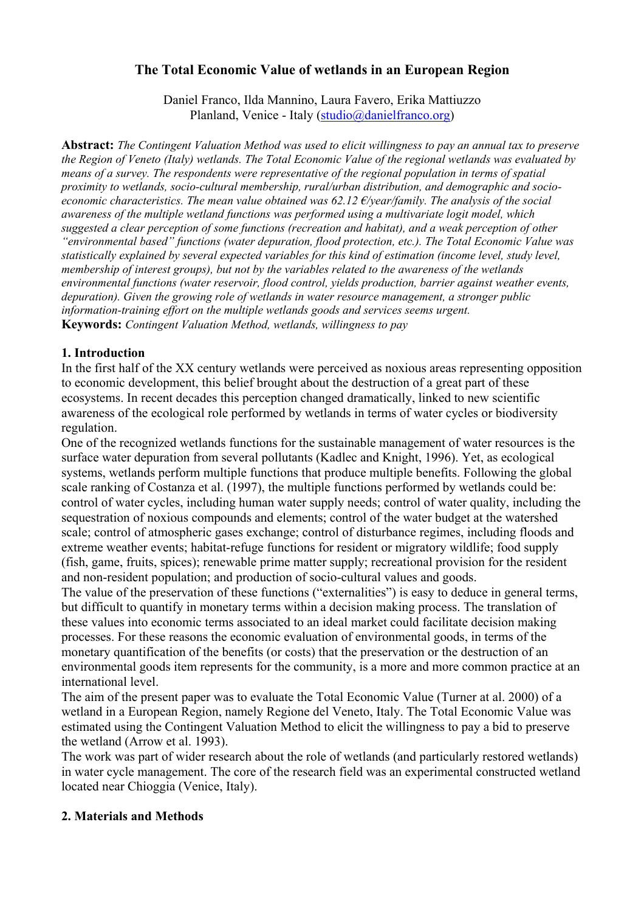# The Total Economic Value of wetlands in an European Region

Daniel Franco, Ilda Mannino, Laura Favero, Erika Mattiuzzo
Planland, Venice - Italy (studio@danielfranco.org)

**Abstract:** *The Contingent Valuation Method was used to elicit willingness to pay an annual tax to preserve the Region of Veneto (Italy) wetlands. The Total Economic Value of the regional wetlands was evaluated by means of a survey. The respondents were representative of the regional population in terms of spatial proximity to wetlands, socio-cultural membership, rural/urban distribution, and demographic and socio-economic characteristics. The mean value obtained was 62.12 €/year/family. The analysis of the social awareness of the multiple wetland functions was performed using a multivariate logit model, which suggested a clear perception of some functions (recreation and habitat), and a weak perception of other "environmental based" functions (water depuration, flood protection, etc.). The Total Economic Value was statistically explained by several expected variables for this kind of estimation (income level, study level, membership of interest groups), but not by the variables related to the awareness of the wetlands environmental functions (water reservoir, flood control, yields production, barrier against weather events, depuration). Given the growing role of wetlands in water resource management, a stronger public information-training effort on the multiple wetlands goods and services seems urgent.*

**Keywords:** *Contingent Valuation Method, wetlands, willingness to pay*

## 1. Introduction

In the first half of the XX century wetlands were perceived as noxious areas representing opposition to economic development, this belief brought about the destruction of a great part of these ecosystems. In recent decades this perception changed dramatically, linked to new scientific awareness of the ecological role performed by wetlands in terms of water cycles or biodiversity regulation.

One of the recognized wetlands functions for the sustainable management of water resources is the surface water depuration from several pollutants (Kadlec and Knight, 1996). Yet, as ecological systems, wetlands perform multiple functions that produce multiple benefits. Following the global scale ranking of Costanza et al. (1997), the multiple functions performed by wetlands could be: control of water cycles, including human water supply needs; control of water quality, including the sequestration of noxious compounds and elements; control of the water budget at the watershed scale; control of atmospheric gases exchange; control of disturbance regimes, including floods and extreme weather events; habitat-refuge functions for resident or migratory wildlife; food supply (fish, game, fruits, spices); renewable prime matter supply; recreational provision for the resident and non-resident population; and production of socio-cultural values and goods.

The value of the preservation of these functions ("externalities") is easy to deduce in general terms, but difficult to quantify in monetary terms within a decision making process. The translation of these values into economic terms associated to an ideal market could facilitate decision making processes. For these reasons the economic evaluation of environmental goods, in terms of the monetary quantification of the benefits (or costs) that the preservation or the destruction of an environmental goods item represents for the community, is a more and more common practice at an international level.

The aim of the present paper was to evaluate the Total Economic Value (Turner at al. 2000) of a wetland in a European Region, namely Regione del Veneto, Italy. The Total Economic Value was estimated using the Contingent Valuation Method to elicit the willingness to pay a bid to preserve the wetland (Arrow et al. 1993).

The work was part of wider research about the role of wetlands (and particularly restored wetlands) in water cycle management. The core of the research field was an experimental constructed wetland located near Chioggia (Venice, Italy).

## 2. Materials and Methods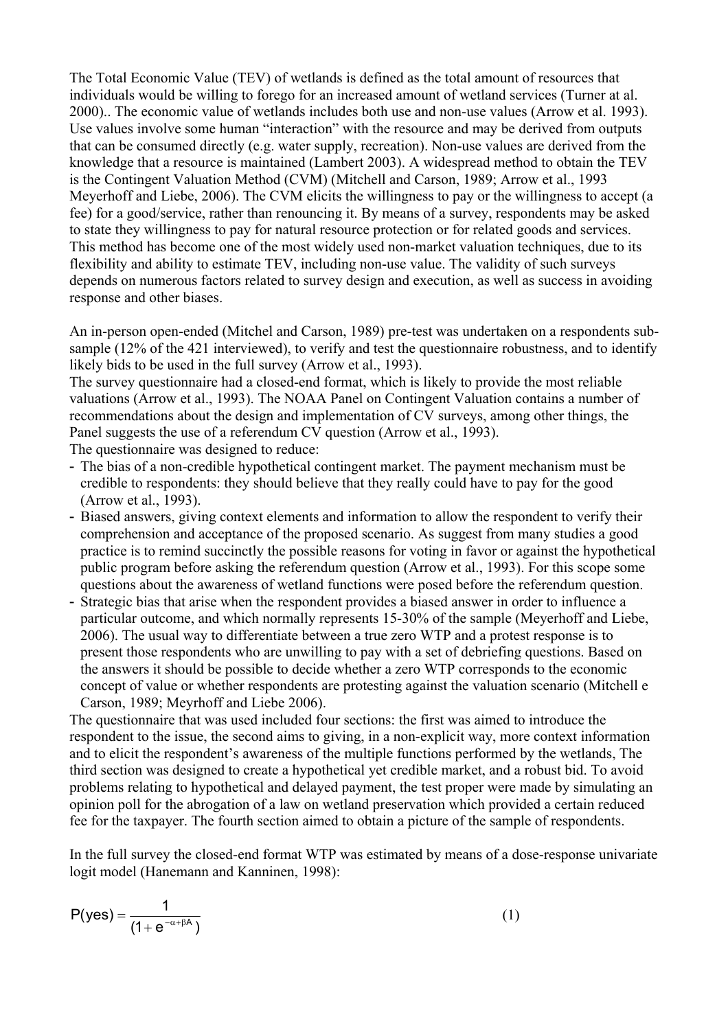The Total Economic Value (TEV) of wetlands is defined as the total amount of resources that individuals would be willing to forego for an increased amount of wetland services (Turner at al. 2000).. The economic value of wetlands includes both use and non-use values (Arrow et al. 1993). Use values involve some human "interaction" with the resource and may be derived from outputs that can be consumed directly (e.g. water supply, recreation). Non-use values are derived from the knowledge that a resource is maintained (Lambert 2003). A widespread method to obtain the TEV is the Contingent Valuation Method (CVM) (Mitchell and Carson, 1989; Arrow et al., 1993 Meyerhoff and Liebe, 2006). The CVM elicits the willingness to pay or the willingness to accept (a fee) for a good/service, rather than renouncing it. By means of a survey, respondents may be asked to state they willingness to pay for natural resource protection or for related goods and services. This method has become one of the most widely used non-market valuation techniques, due to its flexibility and ability to estimate TEV, including non-use value. The validity of such surveys depends on numerous factors related to survey design and execution, as well as success in avoiding response and other biases.

An in-person open-ended (Mitchel and Carson, 1989) pre-test was undertaken on a respondents sub-sample (12% of the 421 interviewed), to verify and test the questionnaire robustness, and to identify likely bids to be used in the full survey (Arrow et al., 1993).
The survey questionnaire had a closed-end format, which is likely to provide the most reliable valuations (Arrow et al., 1993). The NOAA Panel on Contingent Valuation contains a number of recommendations about the design and implementation of CV surveys, among other things, the Panel suggests the use of a referendum CV question (Arrow et al., 1993).
The questionnaire was designed to reduce:

- The bias of a non-credible hypothetical contingent market. The payment mechanism must be credible to respondents: they should believe that they really could have to pay for the good (Arrow et al., 1993).
- Biased answers, giving context elements and information to allow the respondent to verify their comprehension and acceptance of the proposed scenario. As suggest from many studies a good practice is to remind succinctly the possible reasons for voting in favor or against the hypothetical public program before asking the referendum question (Arrow et al., 1993). For this scope some questions about the awareness of wetland functions were posed before the referendum question.
- Strategic bias that arise when the respondent provides a biased answer in order to influence a particular outcome, and which normally represents 15-30% of the sample (Meyerhoff and Liebe, 2006). The usual way to differentiate between a true zero WTP and a protest response is to present those respondents who are unwilling to pay with a set of debriefing questions. Based on the answers it should be possible to decide whether a zero WTP corresponds to the economic concept of value or whether respondents are protesting against the valuation scenario (Mitchell e Carson, 1989; Meyrhoff and Liebe 2006).

The questionnaire that was used included four sections: the first was aimed to introduce the respondent to the issue, the second aims to giving, in a non-explicit way, more context information and to elicit the respondent's awareness of the multiple functions performed by the wetlands, The third section was designed to create a hypothetical yet credible market, and a robust bid. To avoid problems relating to hypothetical and delayed payment, the test proper were made by simulating an opinion poll for the abrogation of a law on wetland preservation which provided a certain reduced fee for the taxpayer. The fourth section aimed to obtain a picture of the sample of respondents.

In the full survey the closed-end format WTP was estimated by means of a dose-response univariate logit model (Hanemann and Kanninen, 1998):

$$P(\text{yes}) = \frac{1}{(1 + e^{-\alpha + \beta A})} \qquad (1)$$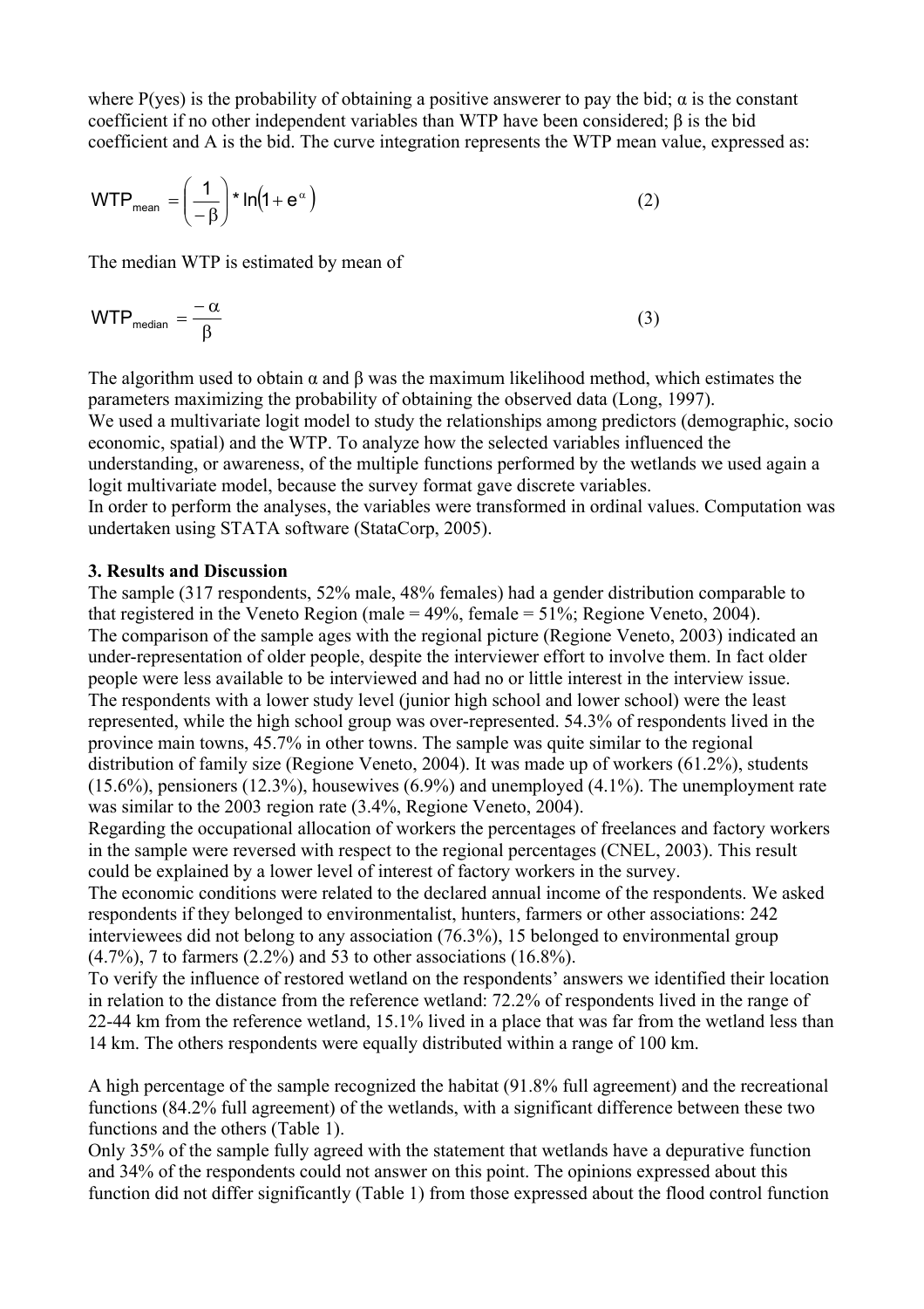where P(yes) is the probability of obtaining a positive answerer to pay the bid; α is the constant coefficient if no other independent variables than WTP have been considered; β is the bid coefficient and A is the bid. The curve integration represents the WTP mean value, expressed as:

$$WTP_{mean} = \left( \frac{1}{-\beta} \right) * \ln\left(1 + e^{\alpha}\right) \tag{2}$$

The median WTP is estimated by mean of

$$WTP_{median} = \frac{-\alpha}{\beta} \tag{3}$$

The algorithm used to obtain α and β was the maximum likelihood method, which estimates the parameters maximizing the probability of obtaining the observed data (Long, 1997).
We used a multivariate logit model to study the relationships among predictors (demographic, socio economic, spatial) and the WTP. To analyze how the selected variables influenced the understanding, or awareness, of the multiple functions performed by the wetlands we used again a logit multivariate model, because the survey format gave discrete variables.
In order to perform the analyses, the variables were transformed in ordinal values. Computation was undertaken using STATA software (StataCorp, 2005).

**3. Results and Discussion**

The sample (317 respondents, 52% male, 48% females) had a gender distribution comparable to that registered in the Veneto Region (male = 49%, female = 51%; Regione Veneto, 2004).
The comparison of the sample ages with the regional picture (Regione Veneto, 2003) indicated an under-representation of older people, despite the interviewer effort to involve them. In fact older people were less available to be interviewed and had no or little interest in the interview issue. The respondents with a lower study level (junior high school and lower school) were the least represented, while the high school group was over-represented. 54.3% of respondents lived in the province main towns, 45.7% in other towns. The sample was quite similar to the regional distribution of family size (Regione Veneto, 2004). It was made up of workers (61.2%), students (15.6%), pensioners (12.3%), housewives (6.9%) and unemployed (4.1%). The unemployment rate was similar to the 2003 region rate (3.4%, Regione Veneto, 2004).
Regarding the occupational allocation of workers the percentages of freelances and factory workers in the sample were reversed with respect to the regional percentages (CNEL, 2003). This result could be explained by a lower level of interest of factory workers in the survey.
The economic conditions were related to the declared annual income of the respondents. We asked respondents if they belonged to environmentalist, hunters, farmers or other associations: 242 interviewees did not belong to any association (76.3%), 15 belonged to environmental group (4.7%), 7 to farmers (2.2%) and 53 to other associations (16.8%).
To verify the influence of restored wetland on the respondents' answers we identified their location in relation to the distance from the reference wetland: 72.2% of respondents lived in the range of 22-44 km from the reference wetland, 15.1% lived in a place that was far from the wetland less than 14 km. The others respondents were equally distributed within a range of 100 km.

A high percentage of the sample recognized the habitat (91.8% full agreement) and the recreational functions (84.2% full agreement) of the wetlands, with a significant difference between these two functions and the others (Table 1).
Only 35% of the sample fully agreed with the statement that wetlands have a depurative function and 34% of the respondents could not answer on this point. The opinions expressed about this function did not differ significantly (Table 1) from those expressed about the flood control function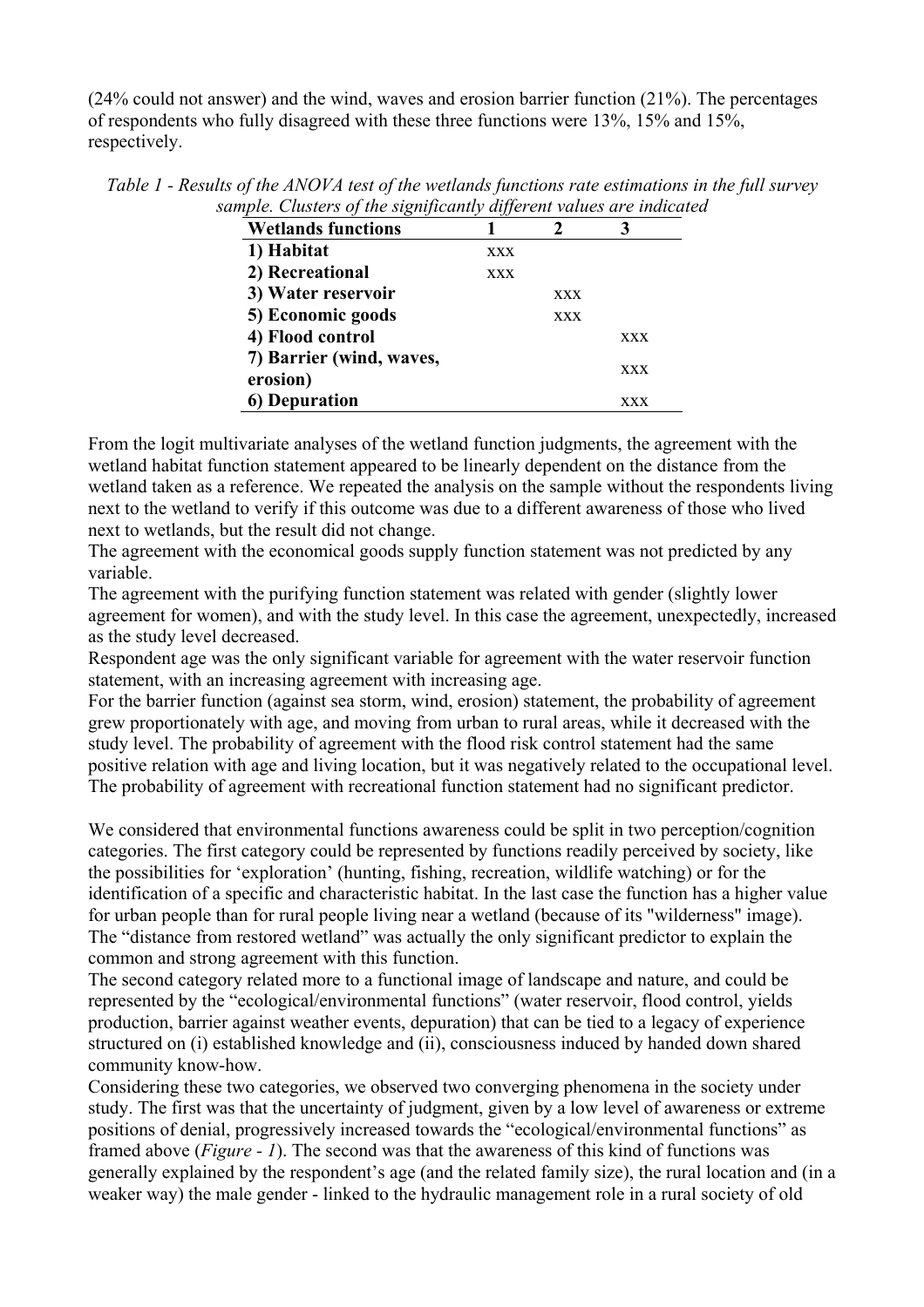(24% could not answer) and the wind, waves and erosion barrier function (21%). The percentages of respondents who fully disagreed with these three functions were 13%, 15% and 15%, respectively.

*Table 1 - Results of the ANOVA test of the wetlands functions rate estimations in the full survey sample. Clusters of the significantly different values are indicated*

| Wetlands functions | 1 | 2 | 3 |
|---|---|---|---|
| **1) Habitat** | XXX | | |
| **2) Recreational** | XXX | | |
| **3) Water reservoir** | | XXX | |
| **5) Economic goods** | | XXX | |
| **4) Flood control** | | | XXX |
| **7) Barrier (wind, waves, erosion)** | | | XXX |
| **6) Depuration** | | | XXX |

From the logit multivariate analyses of the wetland function judgments, the agreement with the wetland habitat function statement appeared to be linearly dependent on the distance from the wetland taken as a reference. We repeated the analysis on the sample without the respondents living next to the wetland to verify if this outcome was due to a different awareness of those who lived next to wetlands, but the result did not change.

The agreement with the economical goods supply function statement was not predicted by any variable.

The agreement with the purifying function statement was related with gender (slightly lower agreement for women), and with the study level. In this case the agreement, unexpectedly, increased as the study level decreased.

Respondent age was the only significant variable for agreement with the water reservoir function statement, with an increasing agreement with increasing age.

For the barrier function (against sea storm, wind, erosion) statement, the probability of agreement grew proportionately with age, and moving from urban to rural areas, while it decreased with the study level. The probability of agreement with the flood risk control statement had the same positive relation with age and living location, but it was negatively related to the occupational level. The probability of agreement with recreational function statement had no significant predictor.

We considered that environmental functions awareness could be split in two perception/cognition categories. The first category could be represented by functions readily perceived by society, like the possibilities for 'exploration' (hunting, fishing, recreation, wildlife watching) or for the identification of a specific and characteristic habitat. In the last case the function has a higher value for urban people than for rural people living near a wetland (because of its "wilderness" image). The "distance from restored wetland" was actually the only significant predictor to explain the common and strong agreement with this function.

The second category related more to a functional image of landscape and nature, and could be represented by the "ecological/environmental functions" (water reservoir, flood control, yields production, barrier against weather events, depuration) that can be tied to a legacy of experience structured on (i) established knowledge and (ii), consciousness induced by handed down shared community know-how.

Considering these two categories, we observed two converging phenomena in the society under study. The first was that the uncertainty of judgment, given by a low level of awareness or extreme positions of denial, progressively increased towards the "ecological/environmental functions" as framed above (*Figure - 1*). The second was that the awareness of this kind of functions was generally explained by the respondent's age (and the related family size), the rural location and (in a weaker way) the male gender - linked to the hydraulic management role in a rural society of old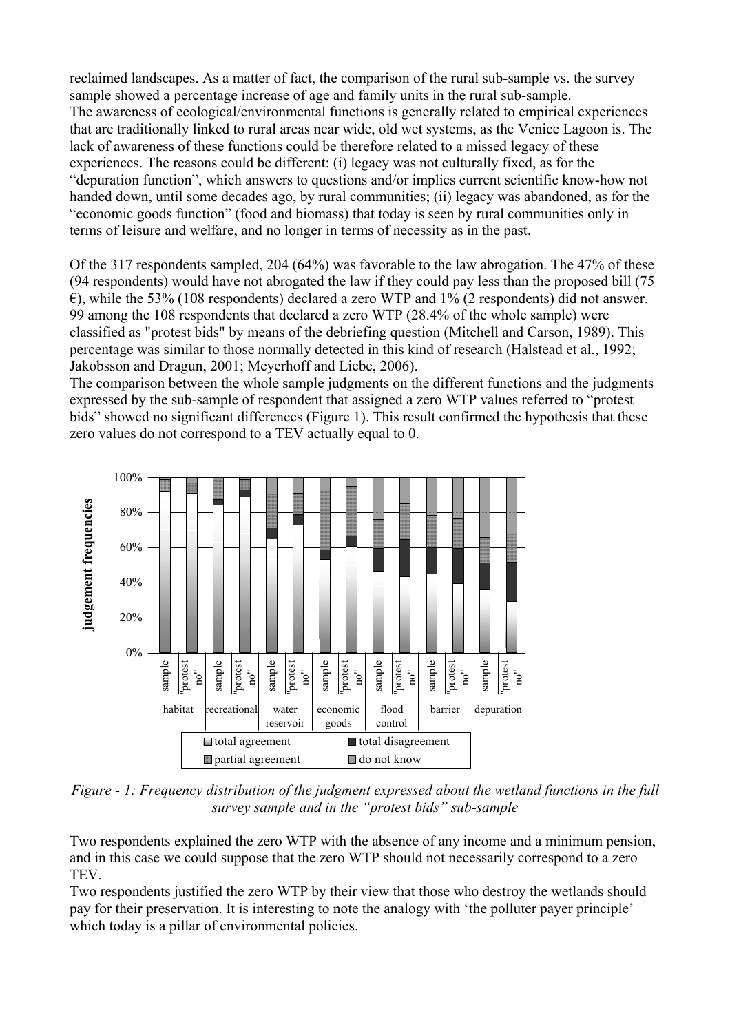reclaimed landscapes. As a matter of fact, the comparison of the rural sub-sample vs. the survey sample showed a percentage increase of age and family units in the rural sub-sample.
The awareness of ecological/environmental functions is generally related to empirical experiences that are traditionally linked to rural areas near wide, old wet systems, as the Venice Lagoon is. The lack of awareness of these functions could be therefore related to a missed legacy of these experiences. The reasons could be different: (i) legacy was not culturally fixed, as for the "depuration function", which answers to questions and/or implies current scientific know-how not handed down, until some decades ago, by rural communities; (ii) legacy was abandoned, as for the "economic goods function" (food and biomass) that today is seen by rural communities only in terms of leisure and welfare, and no longer in terms of necessity as in the past.

Of the 317 respondents sampled, 204 (64%) was favorable to the law abrogation. The 47% of these (94 respondents) would have not abrogated the law if they could pay less than the proposed bill (75 €), while the 53% (108 respondents) declared a zero WTP and 1% (2 respondents) did not answer. 99 among the 108 respondents that declared a zero WTP (28.4% of the whole sample) were classified as "protest bids" by means of the debriefing question (Mitchell and Carson, 1989). This percentage was similar to those normally detected in this kind of research (Halstead et al., 1992; Jakobsson and Dragun, 2001; Meyerhoff and Liebe, 2006).
The comparison between the whole sample judgments on the different functions and the judgments expressed by the sub-sample of respondent that assigned a zero WTP values referred to "protest bids" showed no significant differences (Figure 1). This result confirmed the hypothesis that these zero values do not correspond to a TEV actually equal to 0.

*Figure - 1: Frequency distribution of the judgment expressed about the wetland functions in the full survey sample and in the "protest bids" sub-sample*

Two respondents explained the zero WTP with the absence of any income and a minimum pension, and in this case we could suppose that the zero WTP should not necessarily correspond to a zero TEV.
Two respondents justified the zero WTP by their view that those who destroy the wetlands should pay for their preservation. It is interesting to note the analogy with 'the polluter payer principle' which today is a pillar of environmental policies.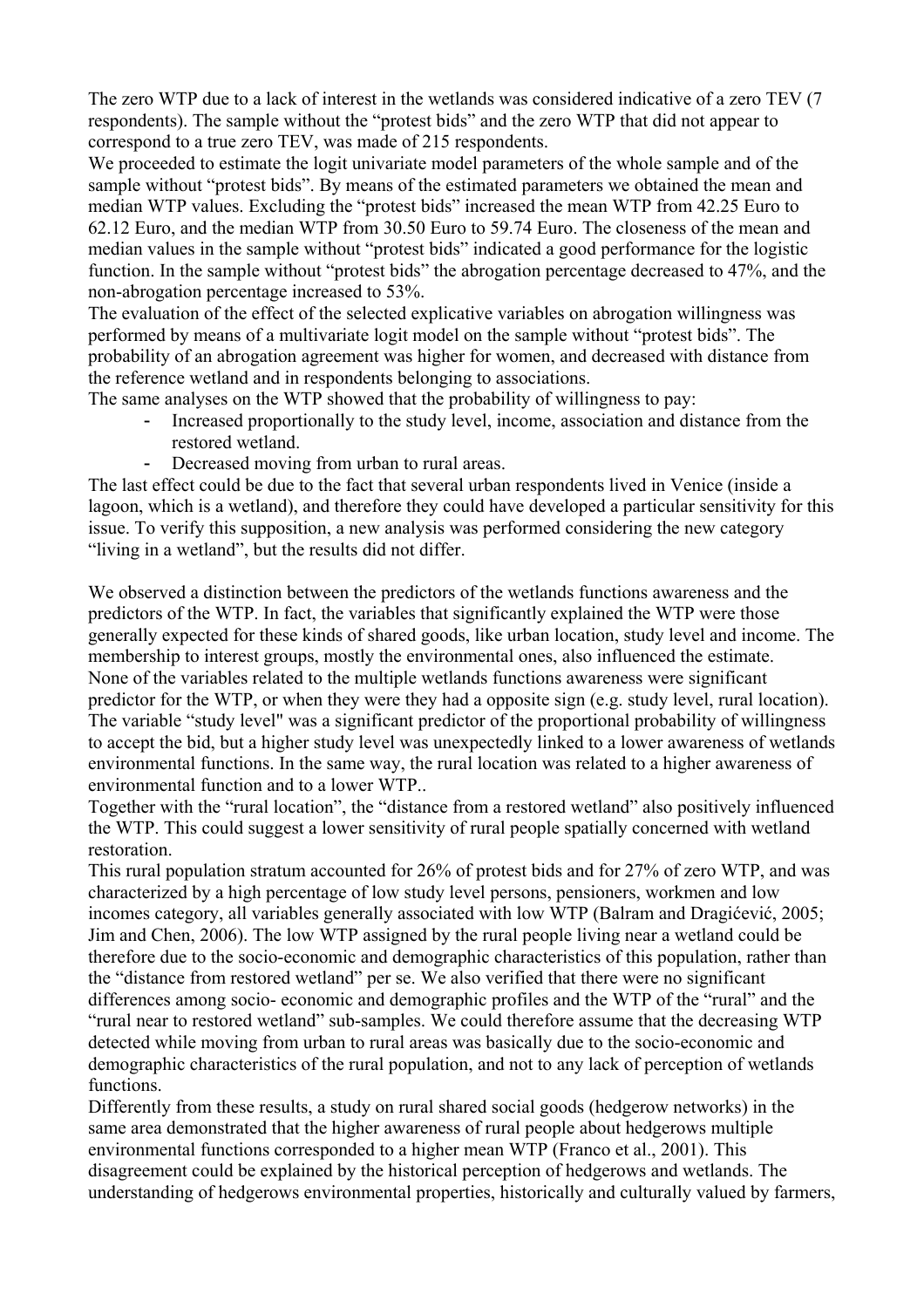The zero WTP due to a lack of interest in the wetlands was considered indicative of a zero TEV (7 respondents). The sample without the "protest bids" and the zero WTP that did not appear to correspond to a true zero TEV, was made of 215 respondents.

We proceeded to estimate the logit univariate model parameters of the whole sample and of the sample without "protest bids". By means of the estimated parameters we obtained the mean and median WTP values. Excluding the "protest bids" increased the mean WTP from 42.25 Euro to 62.12 Euro, and the median WTP from 30.50 Euro to 59.74 Euro. The closeness of the mean and median values in the sample without "protest bids" indicated a good performance for the logistic function. In the sample without "protest bids" the abrogation percentage decreased to 47%, and the non-abrogation percentage increased to 53%.

The evaluation of the effect of the selected explicative variables on abrogation willingness was performed by means of a multivariate logit model on the sample without "protest bids". The probability of an abrogation agreement was higher for women, and decreased with distance from the reference wetland and in respondents belonging to associations.

The same analyses on the WTP showed that the probability of willingness to pay:

- Increased proportionally to the study level, income, association and distance from the restored wetland.
- Decreased moving from urban to rural areas.

The last effect could be due to the fact that several urban respondents lived in Venice (inside a lagoon, which is a wetland), and therefore they could have developed a particular sensitivity for this issue. To verify this supposition, a new analysis was performed considering the new category "living in a wetland", but the results did not differ.

We observed a distinction between the predictors of the wetlands functions awareness and the predictors of the WTP. In fact, the variables that significantly explained the WTP were those generally expected for these kinds of shared goods, like urban location, study level and income. The membership to interest groups, mostly the environmental ones, also influenced the estimate. None of the variables related to the multiple wetlands functions awareness were significant predictor for the WTP, or when they were they had a opposite sign (e.g. study level, rural location). The variable "study level" was a significant predictor of the proportional probability of willingness to accept the bid, but a higher study level was unexpectedly linked to a lower awareness of wetlands environmental functions. In the same way, the rural location was related to a higher awareness of environmental function and to a lower WTP..

Together with the "rural location", the "distance from a restored wetland" also positively influenced the WTP. This could suggest a lower sensitivity of rural people spatially concerned with wetland restoration.

This rural population stratum accounted for 26% of protest bids and for 27% of zero WTP, and was characterized by a high percentage of low study level persons, pensioners, workmen and low incomes category, all variables generally associated with low WTP (Balram and Dragićević, 2005; Jim and Chen, 2006). The low WTP assigned by the rural people living near a wetland could be therefore due to the socio-economic and demographic characteristics of this population, rather than the "distance from restored wetland" per se. We also verified that there were no significant differences among socio- economic and demographic profiles and the WTP of the "rural" and the "rural near to restored wetland" sub-samples. We could therefore assume that the decreasing WTP detected while moving from urban to rural areas was basically due to the socio-economic and demographic characteristics of the rural population, and not to any lack of perception of wetlands functions.

Differently from these results, a study on rural shared social goods (hedgerow networks) in the same area demonstrated that the higher awareness of rural people about hedgerows multiple environmental functions corresponded to a higher mean WTP (Franco et al., 2001). This disagreement could be explained by the historical perception of hedgerows and wetlands. The understanding of hedgerows environmental properties, historically and culturally valued by farmers,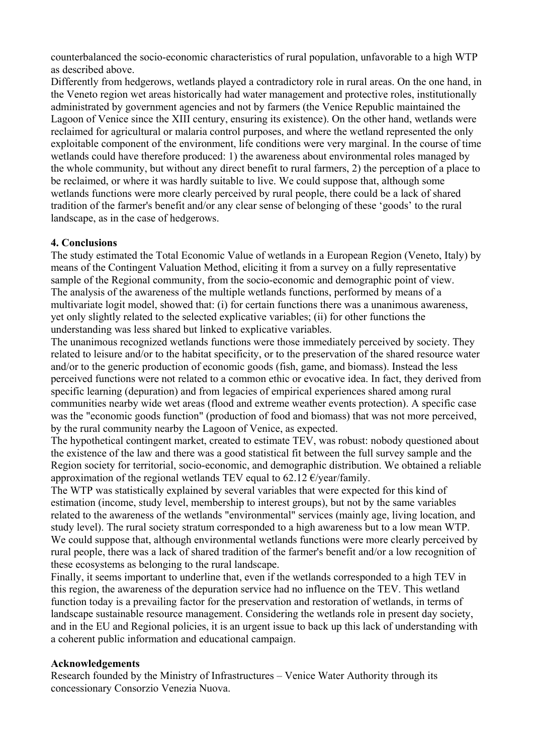counterbalanced the socio-economic characteristics of rural population, unfavorable to a high WTP as described above.

Differently from hedgerows, wetlands played a contradictory role in rural areas. On the one hand, in the Veneto region wet areas historically had water management and protective roles, institutionally administrated by government agencies and not by farmers (the Venice Republic maintained the Lagoon of Venice since the XIII century, ensuring its existence). On the other hand, wetlands were reclaimed for agricultural or malaria control purposes, and where the wetland represented the only exploitable component of the environment, life conditions were very marginal. In the course of time wetlands could have therefore produced: 1) the awareness about environmental roles managed by the whole community, but without any direct benefit to rural farmers, 2) the perception of a place to be reclaimed, or where it was hardly suitable to live. We could suppose that, although some wetlands functions were more clearly perceived by rural people, there could be a lack of shared tradition of the farmer's benefit and/or any clear sense of belonging of these 'goods' to the rural landscape, as in the case of hedgerows.

## 4. Conclusions

The study estimated the Total Economic Value of wetlands in a European Region (Veneto, Italy) by means of the Contingent Valuation Method, eliciting it from a survey on a fully representative sample of the Regional community, from the socio-economic and demographic point of view.

The analysis of the awareness of the multiple wetlands functions, performed by means of a multivariate logit model, showed that: (i) for certain functions there was a unanimous awareness, yet only slightly related to the selected explicative variables; (ii) for other functions the understanding was less shared but linked to explicative variables.

The unanimous recognized wetlands functions were those immediately perceived by society. They related to leisure and/or to the habitat specificity, or to the preservation of the shared resource water and/or to the generic production of economic goods (fish, game, and biomass). Instead the less perceived functions were not related to a common ethic or evocative idea. In fact, they derived from specific learning (depuration) and from legacies of empirical experiences shared among rural communities nearby wide wet areas (flood and extreme weather events protection). A specific case was the "economic goods function" (production of food and biomass) that was not more perceived, by the rural community nearby the Lagoon of Venice, as expected.

The hypothetical contingent market, created to estimate TEV, was robust: nobody questioned about the existence of the law and there was a good statistical fit between the full survey sample and the Region society for territorial, socio-economic, and demographic distribution. We obtained a reliable approximation of the regional wetlands TEV equal to 62.12 €/year/family.

The WTP was statistically explained by several variables that were expected for this kind of estimation (income, study level, membership to interest groups), but not by the same variables related to the awareness of the wetlands "environmental" services (mainly age, living location, and study level). The rural society stratum corresponded to a high awareness but to a low mean WTP. We could suppose that, although environmental wetlands functions were more clearly perceived by rural people, there was a lack of shared tradition of the farmer's benefit and/or a low recognition of these ecosystems as belonging to the rural landscape.

Finally, it seems important to underline that, even if the wetlands corresponded to a high TEV in this region, the awareness of the depuration service had no influence on the TEV. This wetland function today is a prevailing factor for the preservation and restoration of wetlands, in terms of landscape sustainable resource management. Considering the wetlands role in present day society, and in the EU and Regional policies, it is an urgent issue to back up this lack of understanding with a coherent public information and educational campaign.

## Acknowledgements

Research founded by the Ministry of Infrastructures – Venice Water Authority through its concessionary Consorzio Venezia Nuova.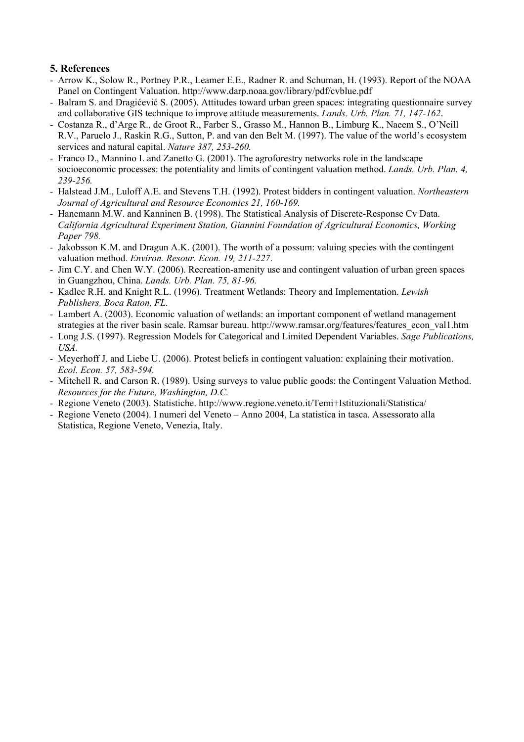## 5. References

- Arrow K., Solow R., Portney P.R., Leamer E.E., Radner R. and Schuman, H. (1993). Report of the NOAA Panel on Contingent Valuation. http://www.darp.noaa.gov/library/pdf/cvblue.pdf
- Balram S. and Dragićević S. (2005). Attitudes toward urban green spaces: integrating questionnaire survey and collaborative GIS technique to improve attitude measurements. *Lands. Urb. Plan. 71, 147-162*.
- Costanza R., d'Arge R., de Groot R., Farber S., Grasso M., Hannon B., Limburg K., Naeem S., O'Neill R.V., Paruelo J., Raskin R.G., Sutton, P. and van den Belt M. (1997). The value of the world's ecosystem services and natural capital. *Nature 387, 253-260.*
- Franco D., Mannino I. and Zanetto G. (2001). The agroforestry networks role in the landscape socioeconomic processes: the potentiality and limits of contingent valuation method. *Lands. Urb. Plan. 4, 239-256.*
- Halstead J.M., Luloff A.E. and Stevens T.H. (1992). Protest bidders in contingent valuation. *Northeastern Journal of Agricultural and Resource Economics 21, 160-169.*
- Hanemann M.W. and Kanninen B. (1998). The Statistical Analysis of Discrete-Response Cv Data. *California Agricultural Experiment Station, Giannini Foundation of Agricultural Economics, Working Paper 798.*
- Jakobsson K.M. and Dragun A.K. (2001). The worth of a possum: valuing species with the contingent valuation method. *Environ. Resour. Econ. 19, 211-227*.
- Jim C.Y. and Chen W.Y. (2006). Recreation-amenity use and contingent valuation of urban green spaces in Guangzhou, China. *Lands. Urb. Plan. 75, 81-96.*
- Kadlec R.H. and Knight R.L. (1996). Treatment Wetlands: Theory and Implementation. *Lewish Publishers, Boca Raton, FL.*
- Lambert A. (2003). Economic valuation of wetlands: an important component of wetland management strategies at the river basin scale. Ramsar bureau. http://www.ramsar.org/features/features_econ_val1.htm
- Long J.S. (1997). Regression Models for Categorical and Limited Dependent Variables. *Sage Publications, USA.*
- Meyerhoff J. and Liebe U. (2006). Protest beliefs in contingent valuation: explaining their motivation. *Ecol. Econ. 57, 583-594.*
- Mitchell R. and Carson R. (1989). Using surveys to value public goods: the Contingent Valuation Method. *Resources for the Future, Washington, D.C.*
- Regione Veneto (2003). Statistiche. http://www.regione.veneto.it/Temi+Istituzionali/Statistica/
- Regione Veneto (2004). I numeri del Veneto – Anno 2004, La statistica in tasca. Assessorato alla Statistica, Regione Veneto, Venezia, Italy.